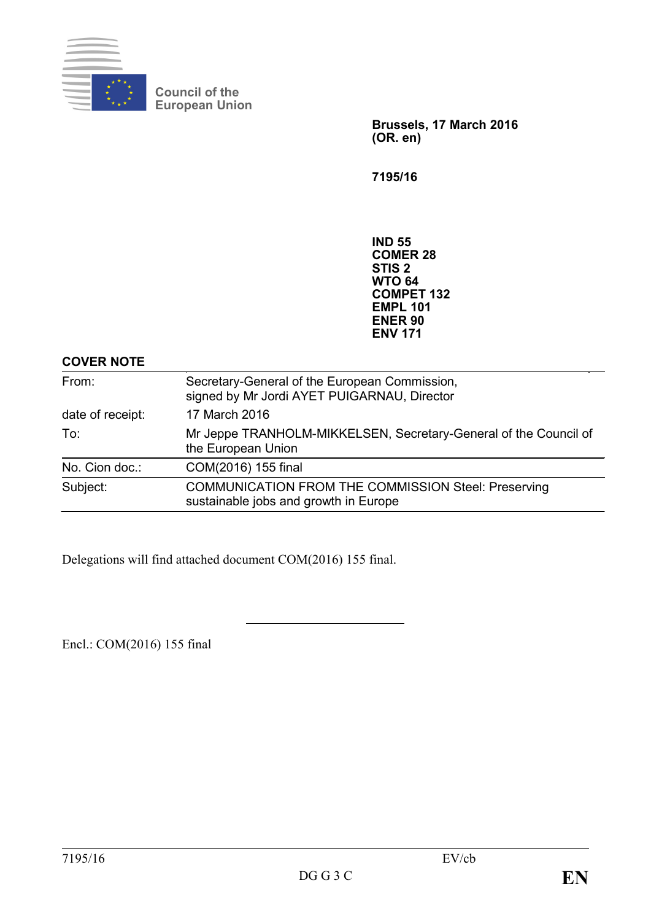Council of the European Union

**Brussels, 17 March 2016**
**(OR. en)**

**7195/16**

**IND 55**
**COMER 28**
**STIS 2**
**WTO 64**
**COMPET 132**
**EMPL 101**
**ENER 90**
**ENV 171**

**COVER NOTE**

| | |
|---|---|
| From: | Secretary-General of the European Commission, signed by Mr Jordi AYET PUIGARNAU, Director |
| date of receipt: | 17 March 2016 |
| To: | Mr Jeppe TRANHOLM-MIKKELSEN, Secretary-General of the Council of the European Union |
| No. Cion doc.: | COM(2016) 155 final |
| Subject: | COMMUNICATION FROM THE COMMISSION Steel: Preserving sustainable jobs and growth in Europe |

Delegations will find attached document COM(2016) 155 final.

---

Encl.: COM(2016) 155 final

7195/16 EV/cb
DG G 3 C **EN**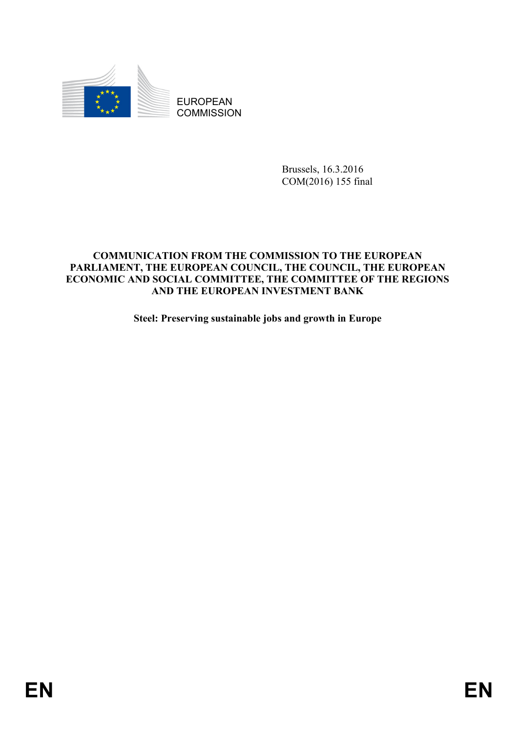EUROPEAN COMMISSION

Brussels, 16.3.2016
COM(2016) 155 final

**COMMUNICATION FROM THE COMMISSION TO THE EUROPEAN PARLIAMENT, THE EUROPEAN COUNCIL, THE COUNCIL, THE EUROPEAN ECONOMIC AND SOCIAL COMMITTEE, THE COMMITTEE OF THE REGIONS AND THE EUROPEAN INVESTMENT BANK**

**Steel: Preserving sustainable jobs and growth in Europe**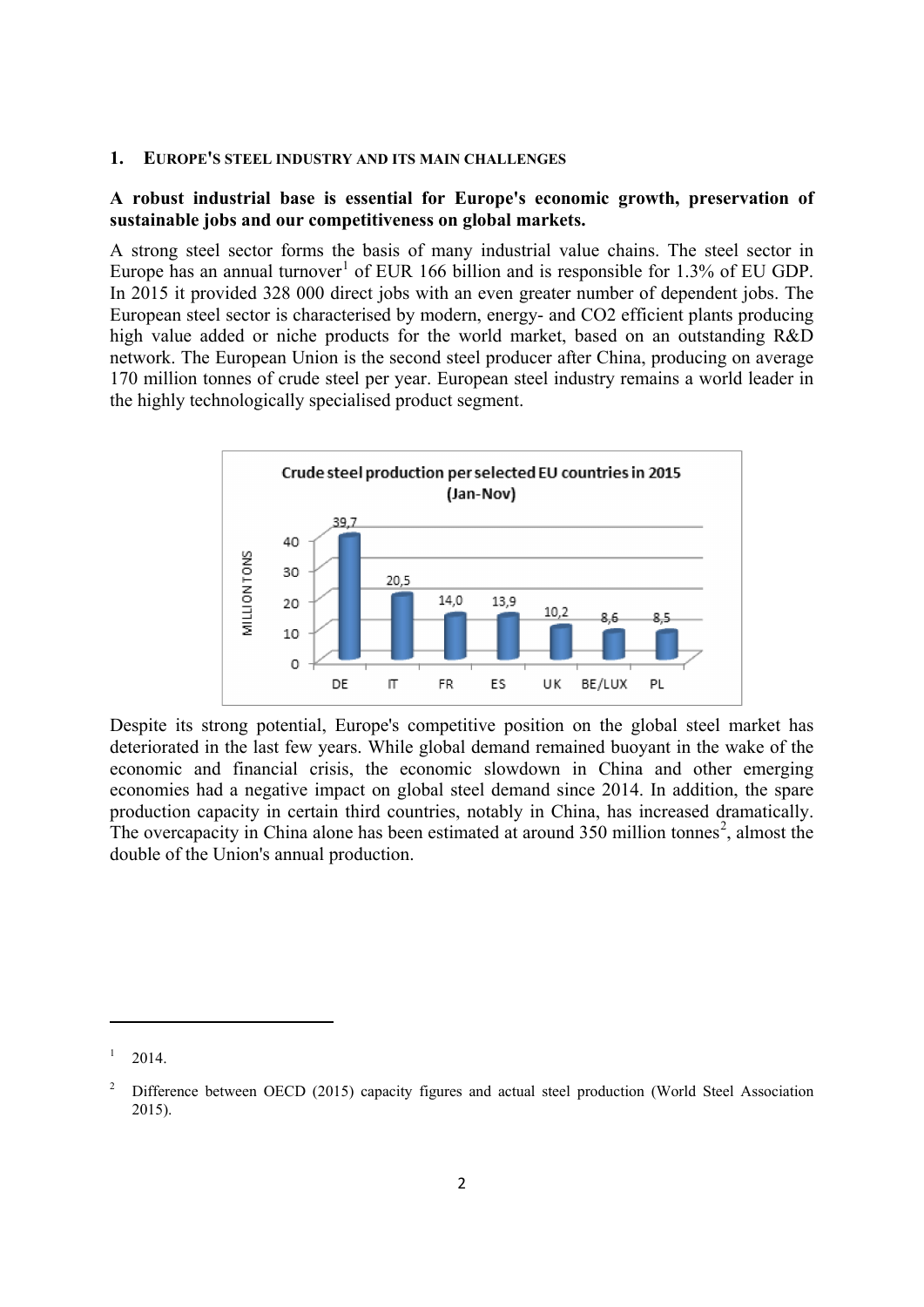## 1. EUROPE'S STEEL INDUSTRY AND ITS MAIN CHALLENGES

**A robust industrial base is essential for Europe's economic growth, preservation of sustainable jobs and our competitiveness on global markets.**

A strong steel sector forms the basis of many industrial value chains. The steel sector in Europe has an annual turnover[1] of EUR 166 billion and is responsible for 1.3% of EU GDP. In 2015 it provided 328 000 direct jobs with an even greater number of dependent jobs. The European steel sector is characterised by modern, energy- and CO2 efficient plants producing high value added or niche products for the world market, based on an outstanding R&D network. The European Union is the second steel producer after China, producing on average 170 million tonnes of crude steel per year. European steel industry remains a world leader in the highly technologically specialised product segment.

**Crude steel production per selected EU countries in 2015 (Jan-Nov)**

| Country | Million tons |
|---|---|
| DE | 39,7 |
| IT | 20,5 |
| FR | 14,0 |
| ES | 13,9 |
| UK | 10,2 |
| BE/LUX | 8,6 |
| PL | 8,5 |

Despite its strong potential, Europe's competitive position on the global steel market has deteriorated in the last few years. While global demand remained buoyant in the wake of the economic and financial crisis, the economic slowdown in China and other emerging economies had a negative impact on global steel demand since 2014. In addition, the spare production capacity in certain third countries, notably in China, has increased dramatically. The overcapacity in China alone has been estimated at around 350 million tonnes[2], almost the double of the Union's annual production.

---

[1] 2014.

[2] Difference between OECD (2015) capacity figures and actual steel production (World Steel Association 2015).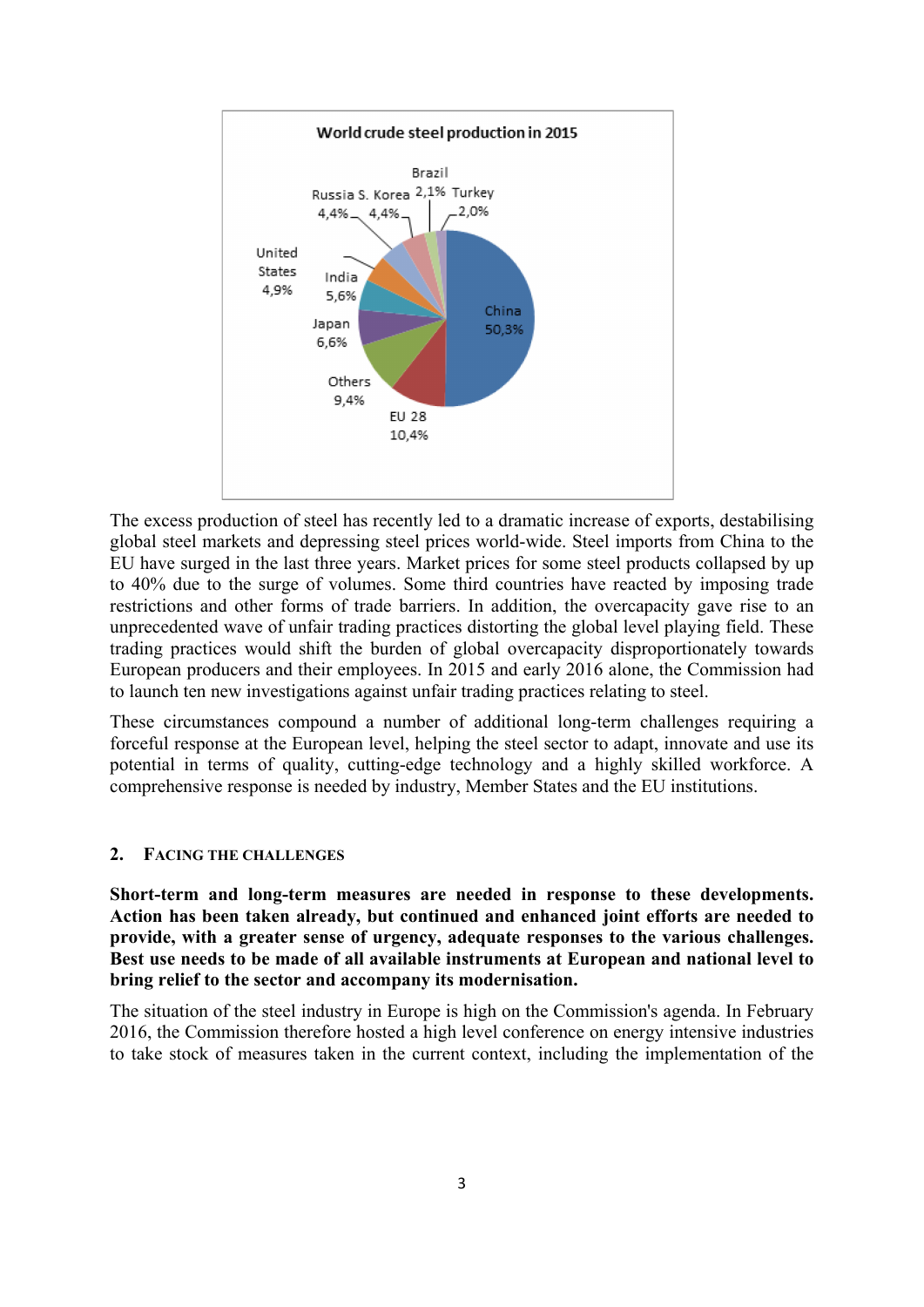**World crude steel production in 2015**

| Country/Region | Share |
| --- | --- |
| China | 50,3% |
| EU 28 | 10,4% |
| Others | 9,4% |
| Japan | 6,6% |
| India | 5,6% |
| United States | 4,9% |
| Russia | 4,4% |
| S. Korea | 4,4% |
| Brazil | 2,1% |
| Turkey | 2,0% |

The excess production of steel has recently led to a dramatic increase of exports, destabilising global steel markets and depressing steel prices world-wide. Steel imports from China to the EU have surged in the last three years. Market prices for some steel products collapsed by up to 40% due to the surge of volumes. Some third countries have reacted by imposing trade restrictions and other forms of trade barriers. In addition, the overcapacity gave rise to an unprecedented wave of unfair trading practices distorting the global level playing field. These trading practices would shift the burden of global overcapacity disproportionately towards European producers and their employees. In 2015 and early 2016 alone, the Commission had to launch ten new investigations against unfair trading practices relating to steel.

These circumstances compound a number of additional long-term challenges requiring a forceful response at the European level, helping the steel sector to adapt, innovate and use its potential in terms of quality, cutting-edge technology and a highly skilled workforce. A comprehensive response is needed by industry, Member States and the EU institutions.

## 2. Facing the challenges

**Short-term and long-term measures are needed in response to these developments. Action has been taken already, but continued and enhanced joint efforts are needed to provide, with a greater sense of urgency, adequate responses to the various challenges. Best use needs to be made of all available instruments at European and national level to bring relief to the sector and accompany its modernisation.**

The situation of the steel industry in Europe is high on the Commission's agenda. In February 2016, the Commission therefore hosted a high level conference on energy intensive industries to take stock of measures taken in the current context, including the implementation of the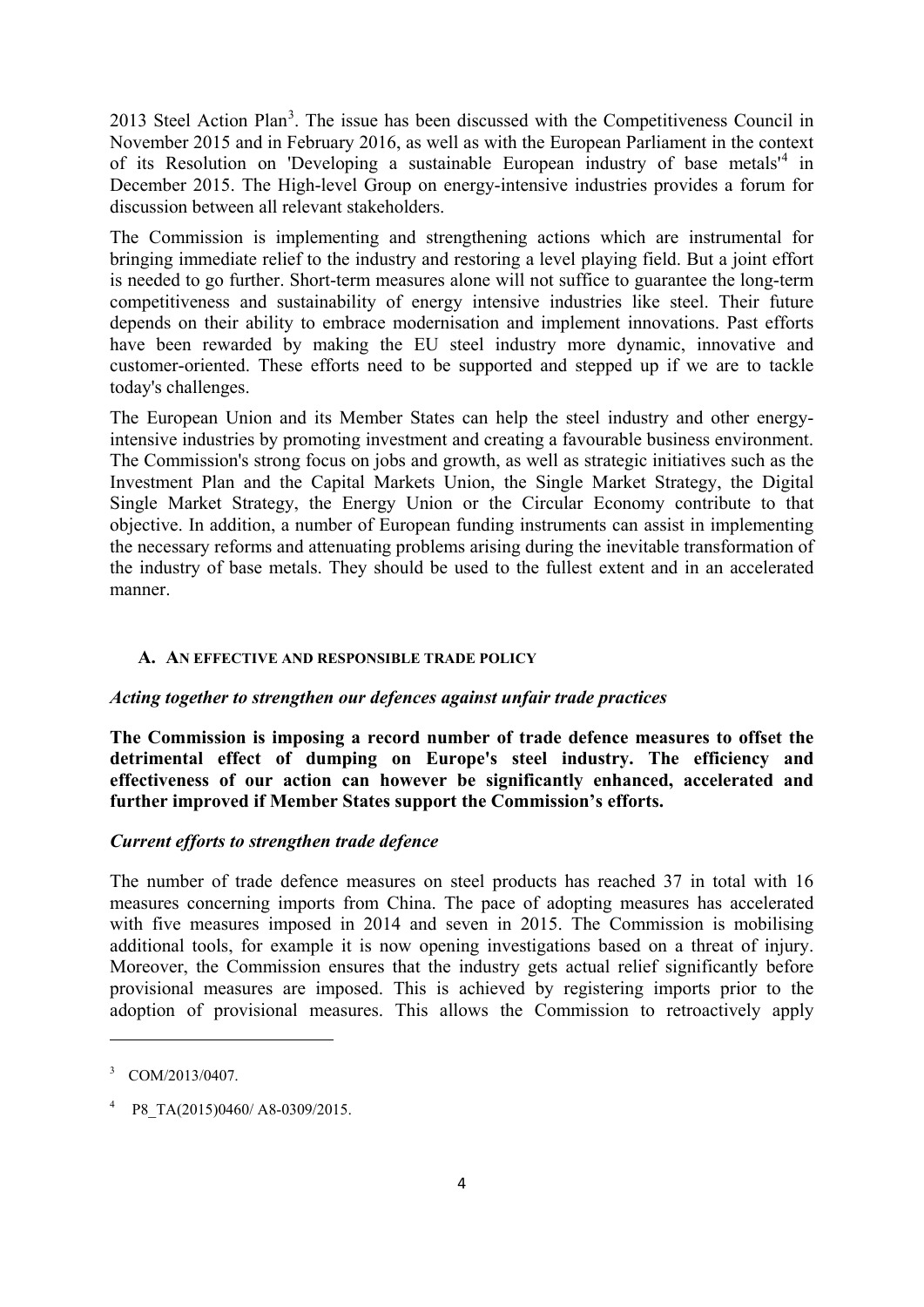2013 Steel Action Plan[3]. The issue has been discussed with the Competitiveness Council in November 2015 and in February 2016, as well as with the European Parliament in the context of its Resolution on 'Developing a sustainable European industry of base metals'[4] in December 2015. The High-level Group on energy-intensive industries provides a forum for discussion between all relevant stakeholders.

The Commission is implementing and strengthening actions which are instrumental for bringing immediate relief to the industry and restoring a level playing field. But a joint effort is needed to go further. Short-term measures alone will not suffice to guarantee the long-term competitiveness and sustainability of energy intensive industries like steel. Their future depends on their ability to embrace modernisation and implement innovations. Past efforts have been rewarded by making the EU steel industry more dynamic, innovative and customer-oriented. These efforts need to be supported and stepped up if we are to tackle today's challenges.

The European Union and its Member States can help the steel industry and other energy-intensive industries by promoting investment and creating a favourable business environment. The Commission's strong focus on jobs and growth, as well as strategic initiatives such as the Investment Plan and the Capital Markets Union, the Single Market Strategy, the Digital Single Market Strategy, the Energy Union or the Circular Economy contribute to that objective. In addition, a number of European funding instruments can assist in implementing the necessary reforms and attenuating problems arising during the inevitable transformation of the industry of base metals. They should be used to the fullest extent and in an accelerated manner.

## A. AN EFFECTIVE AND RESPONSIBLE TRADE POLICY

### *Acting together to strengthen our defences against unfair trade practices*

**The Commission is imposing a record number of trade defence measures to offset the detrimental effect of dumping on Europe's steel industry. The efficiency and effectiveness of our action can however be significantly enhanced, accelerated and further improved if Member States support the Commission's efforts.**

### *Current efforts to strengthen trade defence*

The number of trade defence measures on steel products has reached 37 in total with 16 measures concerning imports from China. The pace of adopting measures has accelerated with five measures imposed in 2014 and seven in 2015. The Commission is mobilising additional tools, for example it is now opening investigations based on a threat of injury. Moreover, the Commission ensures that the industry gets actual relief significantly before provisional measures are imposed. This is achieved by registering imports prior to the adoption of provisional measures. This allows the Commission to retroactively apply

---

[3] COM/2013/0407.

[4] P8_TA(2015)0460/ A8-0309/2015.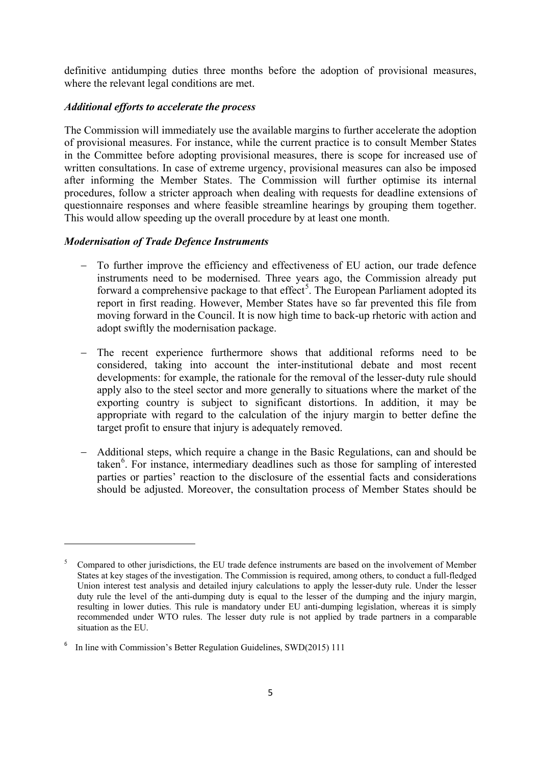definitive antidumping duties three months before the adoption of provisional measures, where the relevant legal conditions are met.

***Additional efforts to accelerate the process***

The Commission will immediately use the available margins to further accelerate the adoption of provisional measures. For instance, while the current practice is to consult Member States in the Committee before adopting provisional measures, there is scope for increased use of written consultations. In case of extreme urgency, provisional measures can also be imposed after informing the Member States. The Commission will further optimise its internal procedures, follow a stricter approach when dealing with requests for deadline extensions of questionnaire responses and where feasible streamline hearings by grouping them together. This would allow speeding up the overall procedure by at least one month.

***Modernisation of Trade Defence Instruments***

- To further improve the efficiency and effectiveness of EU action, our trade defence instruments need to be modernised. Three years ago, the Commission already put forward a comprehensive package to that effect[5]. The European Parliament adopted its report in first reading. However, Member States have so far prevented this file from moving forward in the Council. It is now high time to back-up rhetoric with action and adopt swiftly the modernisation package.

- The recent experience furthermore shows that additional reforms need to be considered, taking into account the inter-institutional debate and most recent developments: for example, the rationale for the removal of the lesser-duty rule should apply also to the steel sector and more generally to situations where the market of the exporting country is subject to significant distortions. In addition, it may be appropriate with regard to the calculation of the injury margin to better define the target profit to ensure that injury is adequately removed.

- Additional steps, which require a change in the Basic Regulations, can and should be taken[6]. For instance, intermediary deadlines such as those for sampling of interested parties or parties' reaction to the disclosure of the essential facts and considerations should be adjusted. Moreover, the consultation process of Member States should be

---

[5] Compared to other jurisdictions, the EU trade defence instruments are based on the involvement of Member States at key stages of the investigation. The Commission is required, among others, to conduct a full-fledged Union interest test analysis and detailed injury calculations to apply the lesser-duty rule. Under the lesser duty rule the level of the anti-dumping duty is equal to the lesser of the dumping and the injury margin, resulting in lower duties. This rule is mandatory under EU anti-dumping legislation, whereas it is simply recommended under WTO rules. The lesser duty rule is not applied by trade partners in a comparable situation as the EU.

[6] In line with Commission's Better Regulation Guidelines, SWD(2015) 111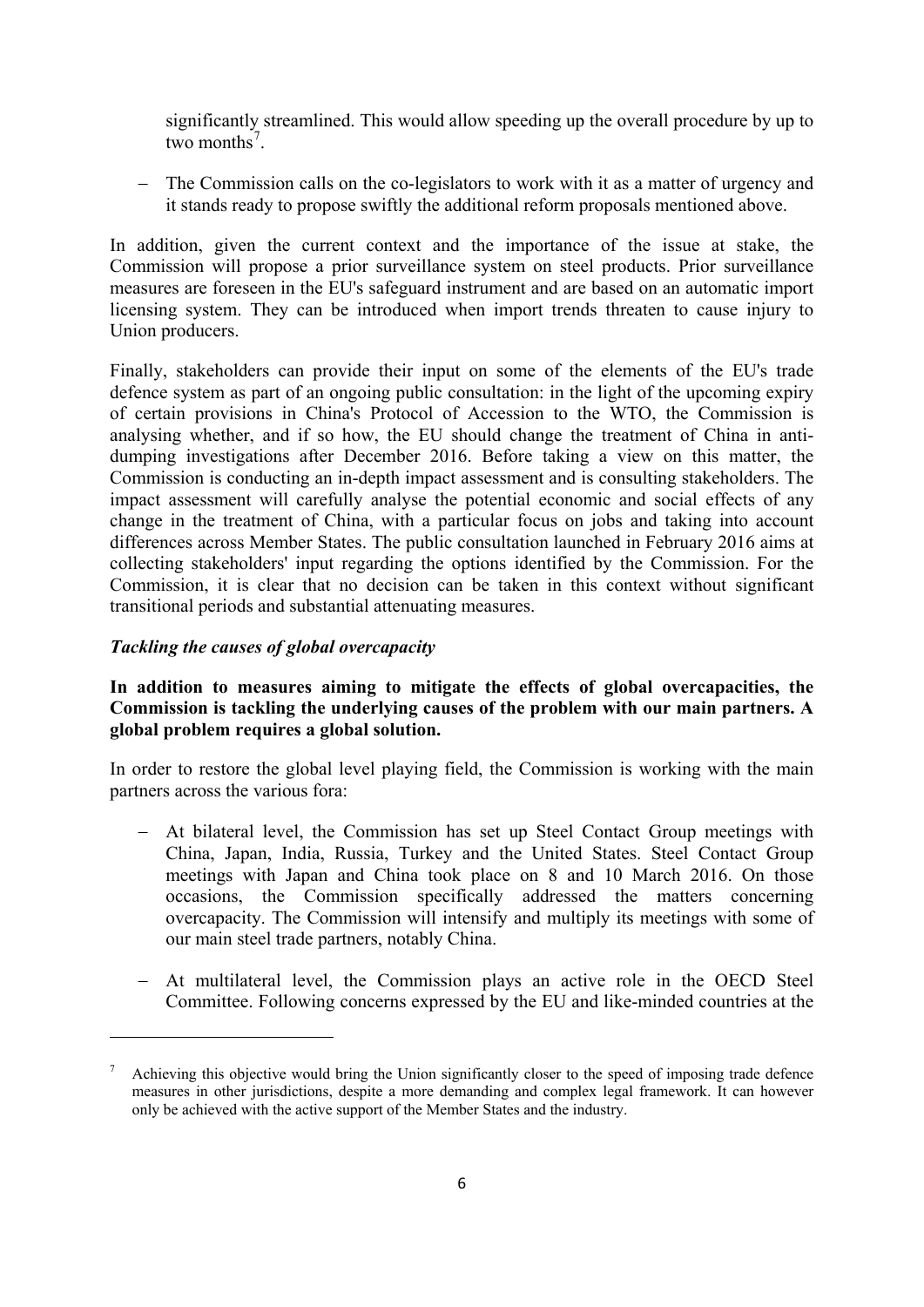significantly streamlined. This would allow speeding up the overall procedure by up to two months[7].

- The Commission calls on the co-legislators to work with it as a matter of urgency and it stands ready to propose swiftly the additional reform proposals mentioned above.

In addition, given the current context and the importance of the issue at stake, the Commission will propose a prior surveillance system on steel products. Prior surveillance measures are foreseen in the EU's safeguard instrument and are based on an automatic import licensing system. They can be introduced when import trends threaten to cause injury to Union producers.

Finally, stakeholders can provide their input on some of the elements of the EU's trade defence system as part of an ongoing public consultation: in the light of the upcoming expiry of certain provisions in China's Protocol of Accession to the WTO, the Commission is analysing whether, and if so how, the EU should change the treatment of China in anti-dumping investigations after December 2016. Before taking a view on this matter, the Commission is conducting an in-depth impact assessment and is consulting stakeholders. The impact assessment will carefully analyse the potential economic and social effects of any change in the treatment of China, with a particular focus on jobs and taking into account differences across Member States. The public consultation launched in February 2016 aims at collecting stakeholders' input regarding the options identified by the Commission. For the Commission, it is clear that no decision can be taken in this context without significant transitional periods and substantial attenuating measures.

***Tackling the causes of global overcapacity***

**In addition to measures aiming to mitigate the effects of global overcapacities, the Commission is tackling the underlying causes of the problem with our main partners. A global problem requires a global solution.**

In order to restore the global level playing field, the Commission is working with the main partners across the various fora:

- At bilateral level, the Commission has set up Steel Contact Group meetings with China, Japan, India, Russia, Turkey and the United States. Steel Contact Group meetings with Japan and China took place on 8 and 10 March 2016. On those occasions, the Commission specifically addressed the matters concerning overcapacity. The Commission will intensify and multiply its meetings with some of our main steel trade partners, notably China.

- At multilateral level, the Commission plays an active role in the OECD Steel Committee. Following concerns expressed by the EU and like-minded countries at the

[7] Achieving this objective would bring the Union significantly closer to the speed of imposing trade defence measures in other jurisdictions, despite a more demanding and complex legal framework. It can however only be achieved with the active support of the Member States and the industry.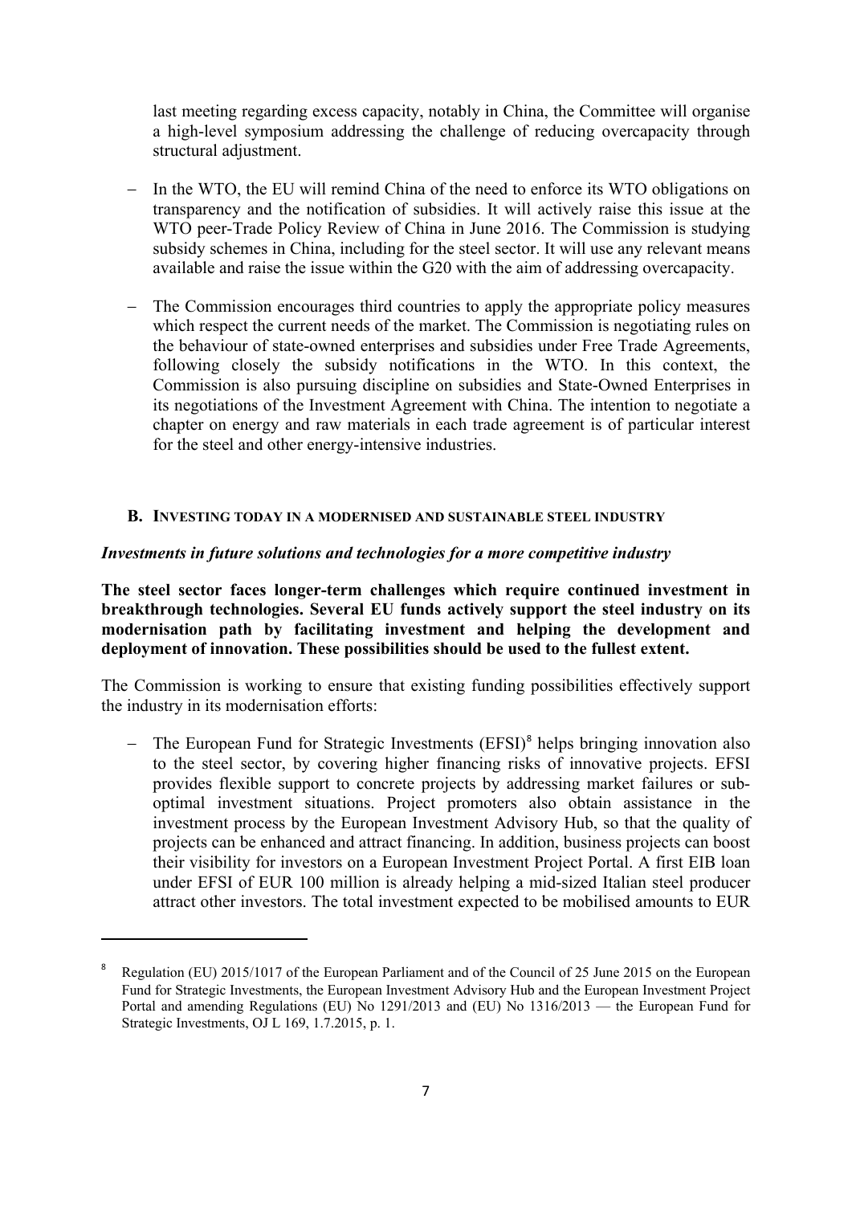last meeting regarding excess capacity, notably in China, the Committee will organise a high-level symposium addressing the challenge of reducing overcapacity through structural adjustment.

- In the WTO, the EU will remind China of the need to enforce its WTO obligations on transparency and the notification of subsidies. It will actively raise this issue at the WTO peer-Trade Policy Review of China in June 2016. The Commission is studying subsidy schemes in China, including for the steel sector. It will use any relevant means available and raise the issue within the G20 with the aim of addressing overcapacity.

- The Commission encourages third countries to apply the appropriate policy measures which respect the current needs of the market. The Commission is negotiating rules on the behaviour of state-owned enterprises and subsidies under Free Trade Agreements, following closely the subsidy notifications in the WTO. In this context, the Commission is also pursuing discipline on subsidies and State-Owned Enterprises in its negotiations of the Investment Agreement with China. The intention to negotiate a chapter on energy and raw materials in each trade agreement is of particular interest for the steel and other energy-intensive industries.

## B. INVESTING TODAY IN A MODERNISED AND SUSTAINABLE STEEL INDUSTRY

### *Investments in future solutions and technologies for a more competitive industry*

**The steel sector faces longer-term challenges which require continued investment in breakthrough technologies. Several EU funds actively support the steel industry on its modernisation path by facilitating investment and helping the development and deployment of innovation. These possibilities should be used to the fullest extent.**

The Commission is working to ensure that existing funding possibilities effectively support the industry in its modernisation efforts:

- The European Fund for Strategic Investments (EFSI)[8] helps bringing innovation also to the steel sector, by covering higher financing risks of innovative projects. EFSI provides flexible support to concrete projects by addressing market failures or sub-optimal investment situations. Project promoters also obtain assistance in the investment process by the European Investment Advisory Hub, so that the quality of projects can be enhanced and attract financing. In addition, business projects can boost their visibility for investors on a European Investment Project Portal. A first EIB loan under EFSI of EUR 100 million is already helping a mid-sized Italian steel producer attract other investors. The total investment expected to be mobilised amounts to EUR

---

[8] Regulation (EU) 2015/1017 of the European Parliament and of the Council of 25 June 2015 on the European Fund for Strategic Investments, the European Investment Advisory Hub and the European Investment Project Portal and amending Regulations (EU) No 1291/2013 and (EU) No 1316/2013 — the European Fund for Strategic Investments, OJ L 169, 1.7.2015, p. 1.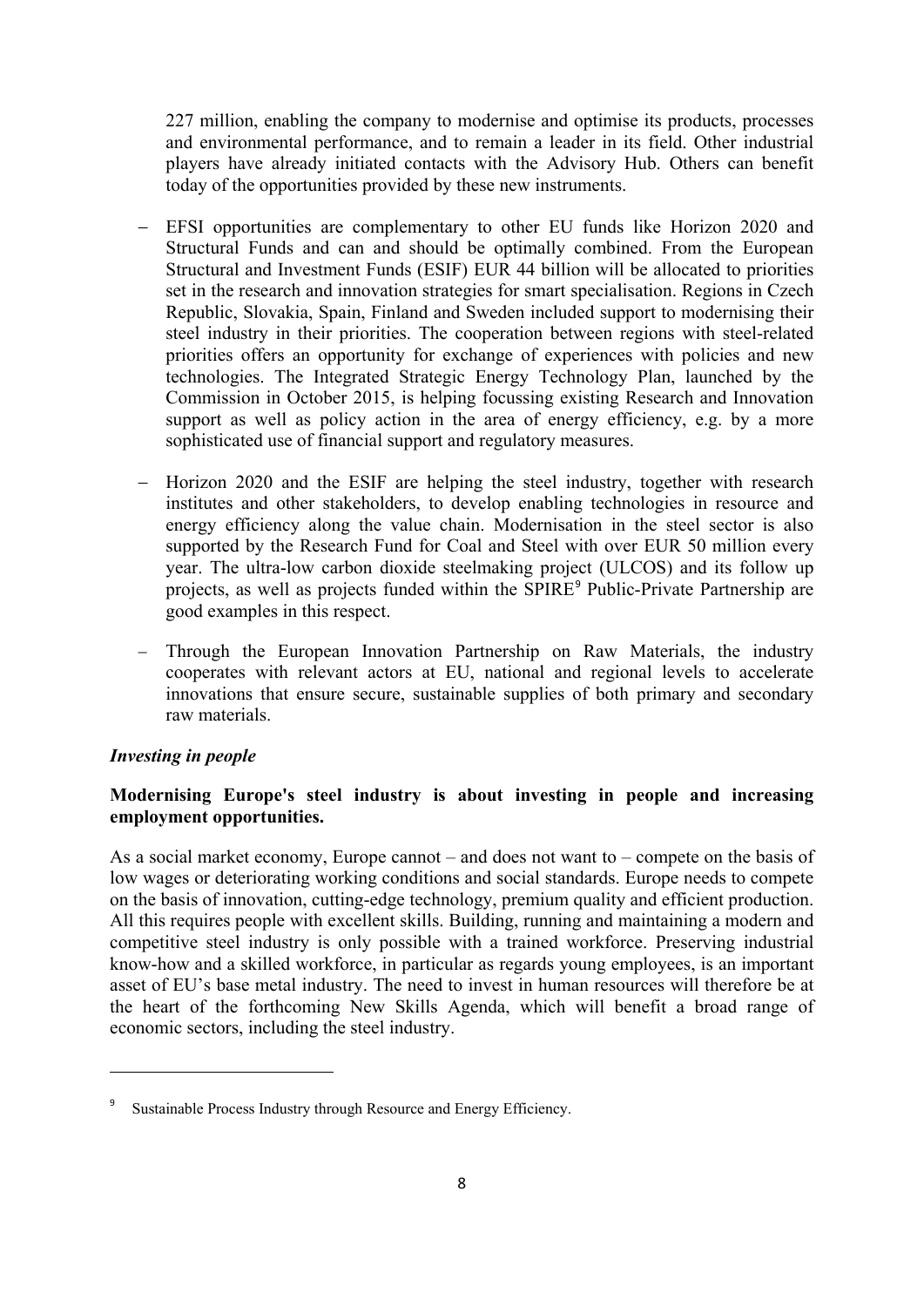227 million, enabling the company to modernise and optimise its products, processes and environmental performance, and to remain a leader in its field. Other industrial players have already initiated contacts with the Advisory Hub. Others can benefit today of the opportunities provided by these new instruments.

- EFSI opportunities are complementary to other EU funds like Horizon 2020 and Structural Funds and can and should be optimally combined. From the European Structural and Investment Funds (ESIF) EUR 44 billion will be allocated to priorities set in the research and innovation strategies for smart specialisation. Regions in Czech Republic, Slovakia, Spain, Finland and Sweden included support to modernising their steel industry in their priorities. The cooperation between regions with steel-related priorities offers an opportunity for exchange of experiences with policies and new technologies. The Integrated Strategic Energy Technology Plan, launched by the Commission in October 2015, is helping focussing existing Research and Innovation support as well as policy action in the area of energy efficiency, e.g. by a more sophisticated use of financial support and regulatory measures.

- Horizon 2020 and the ESIF are helping the steel industry, together with research institutes and other stakeholders, to develop enabling technologies in resource and energy efficiency along the value chain. Modernisation in the steel sector is also supported by the Research Fund for Coal and Steel with over EUR 50 million every year. The ultra-low carbon dioxide steelmaking project (ULCOS) and its follow up projects, as well as projects funded within the SPIRE[9] Public-Private Partnership are good examples in this respect.

- Through the European Innovation Partnership on Raw Materials, the industry cooperates with relevant actors at EU, national and regional levels to accelerate innovations that ensure secure, sustainable supplies of both primary and secondary raw materials.

*Investing in people*

**Modernising Europe's steel industry is about investing in people and increasing employment opportunities.**

As a social market economy, Europe cannot – and does not want to – compete on the basis of low wages or deteriorating working conditions and social standards. Europe needs to compete on the basis of innovation, cutting-edge technology, premium quality and efficient production. All this requires people with excellent skills. Building, running and maintaining a modern and competitive steel industry is only possible with a trained workforce. Preserving industrial know-how and a skilled workforce, in particular as regards young employees, is an important asset of EU's base metal industry. The need to invest in human resources will therefore be at the heart of the forthcoming New Skills Agenda, which will benefit a broad range of economic sectors, including the steel industry.

---

[9] Sustainable Process Industry through Resource and Energy Efficiency.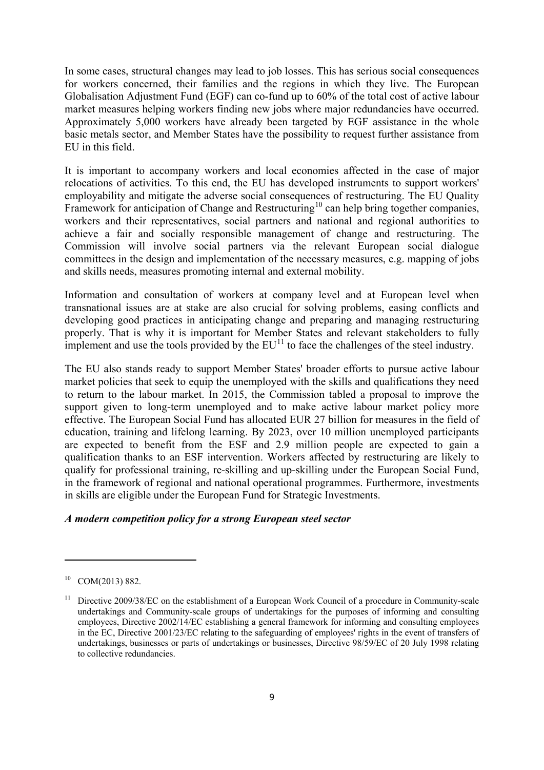In some cases, structural changes may lead to job losses. This has serious social consequences for workers concerned, their families and the regions in which they live. The European Globalisation Adjustment Fund (EGF) can co-fund up to 60% of the total cost of active labour market measures helping workers finding new jobs where major redundancies have occurred. Approximately 5,000 workers have already been targeted by EGF assistance in the whole basic metals sector, and Member States have the possibility to request further assistance from EU in this field.

It is important to accompany workers and local economies affected in the case of major relocations of activities. To this end, the EU has developed instruments to support workers' employability and mitigate the adverse social consequences of restructuring. The EU Quality Framework for anticipation of Change and Restructuring[10] can help bring together companies, workers and their representatives, social partners and national and regional authorities to achieve a fair and socially responsible management of change and restructuring. The Commission will involve social partners via the relevant European social dialogue committees in the design and implementation of the necessary measures, e.g. mapping of jobs and skills needs, measures promoting internal and external mobility.

Information and consultation of workers at company level and at European level when transnational issues are at stake are also crucial for solving problems, easing conflicts and developing good practices in anticipating change and preparing and managing restructuring properly. That is why it is important for Member States and relevant stakeholders to fully implement and use the tools provided by the EU[11] to face the challenges of the steel industry.

The EU also stands ready to support Member States' broader efforts to pursue active labour market policies that seek to equip the unemployed with the skills and qualifications they need to return to the labour market. In 2015, the Commission tabled a proposal to improve the support given to long-term unemployed and to make active labour market policy more effective. The European Social Fund has allocated EUR 27 billion for measures in the field of education, training and lifelong learning. By 2023, over 10 million unemployed participants are expected to benefit from the ESF and 2.9 million people are expected to gain a qualification thanks to an ESF intervention. Workers affected by restructuring are likely to qualify for professional training, re-skilling and up-skilling under the European Social Fund, in the framework of regional and national operational programmes. Furthermore, investments in skills are eligible under the European Fund for Strategic Investments.

***A modern competition policy for a strong European steel sector***

---

[10] COM(2013) 882.

[11] Directive 2009/38/EC on the establishment of a European Work Council of a procedure in Community-scale undertakings and Community-scale groups of undertakings for the purposes of informing and consulting employees, Directive 2002/14/EC establishing a general framework for informing and consulting employees in the EC, Directive 2001/23/EC relating to the safeguarding of employees' rights in the event of transfers of undertakings, businesses or parts of undertakings or businesses, Directive 98/59/EC of 20 July 1998 relating to collective redundancies.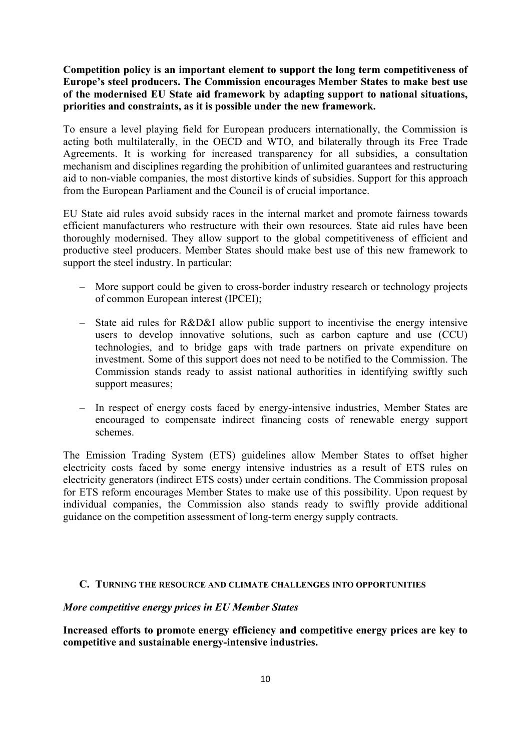**Competition policy is an important element to support the long term competitiveness of Europe's steel producers. The Commission encourages Member States to make best use of the modernised EU State aid framework by adapting support to national situations, priorities and constraints, as it is possible under the new framework.**

To ensure a level playing field for European producers internationally, the Commission is acting both multilaterally, in the OECD and WTO, and bilaterally through its Free Trade Agreements. It is working for increased transparency for all subsidies, a consultation mechanism and disciplines regarding the prohibition of unlimited guarantees and restructuring aid to non-viable companies, the most distortive kinds of subsidies. Support for this approach from the European Parliament and the Council is of crucial importance.

EU State aid rules avoid subsidy races in the internal market and promote fairness towards efficient manufacturers who restructure with their own resources. State aid rules have been thoroughly modernised. They allow support to the global competitiveness of efficient and productive steel producers. Member States should make best use of this new framework to support the steel industry. In particular:

- More support could be given to cross-border industry research or technology projects of common European interest (IPCEI);
- State aid rules for R&D&I allow public support to incentivise the energy intensive users to develop innovative solutions, such as carbon capture and use (CCU) technologies, and to bridge gaps with trade partners on private expenditure on investment. Some of this support does not need to be notified to the Commission. The Commission stands ready to assist national authorities in identifying swiftly such support measures;
- In respect of energy costs faced by energy-intensive industries, Member States are encouraged to compensate indirect financing costs of renewable energy support schemes.

The Emission Trading System (ETS) guidelines allow Member States to offset higher electricity costs faced by some energy intensive industries as a result of ETS rules on electricity generators (indirect ETS costs) under certain conditions. The Commission proposal for ETS reform encourages Member States to make use of this possibility. Upon request by individual companies, the Commission also stands ready to swiftly provide additional guidance on the competition assessment of long-term energy supply contracts.

## C. Turning the resource and climate challenges into opportunities

***More competitive energy prices in EU Member States***

**Increased efforts to promote energy efficiency and competitive energy prices are key to competitive and sustainable energy-intensive industries.**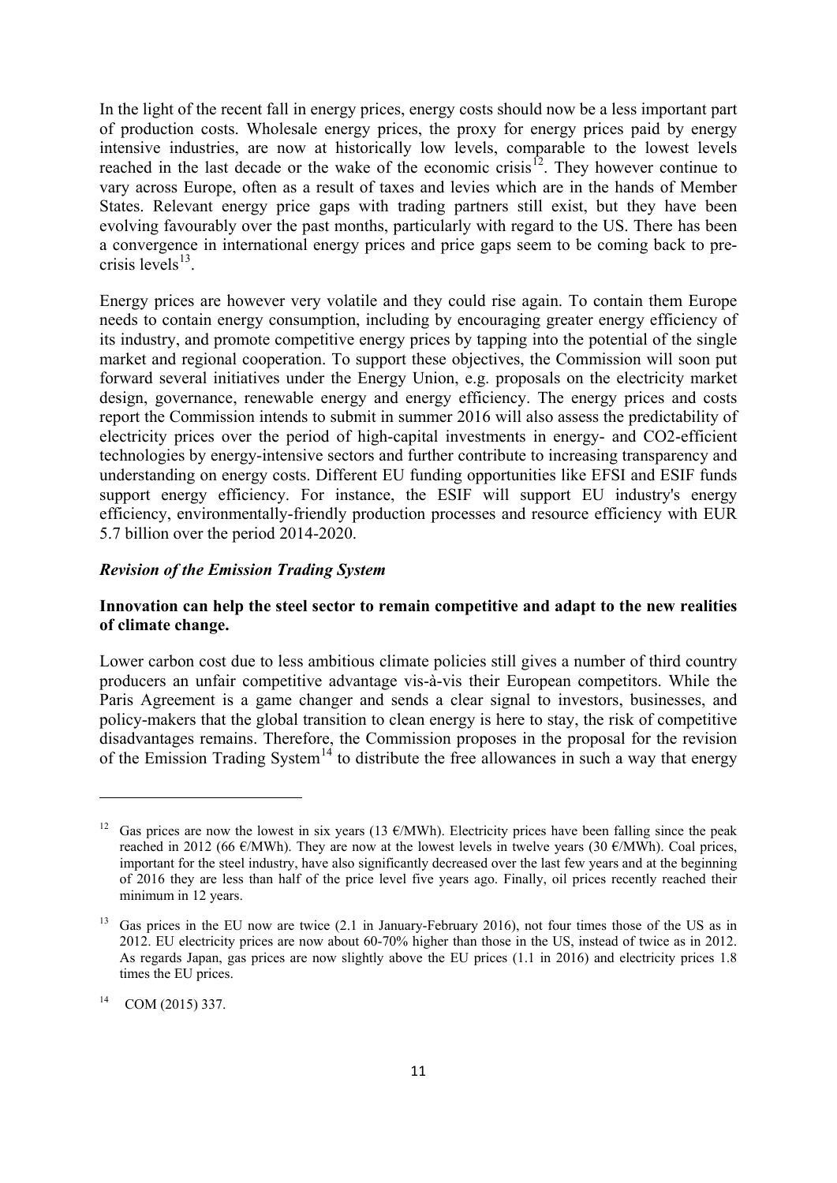In the light of the recent fall in energy prices, energy costs should now be a less important part of production costs. Wholesale energy prices, the proxy for energy prices paid by energy intensive industries, are now at historically low levels, comparable to the lowest levels reached in the last decade or the wake of the economic crisis[12]. They however continue to vary across Europe, often as a result of taxes and levies which are in the hands of Member States. Relevant energy price gaps with trading partners still exist, but they have been evolving favourably over the past months, particularly with regard to the US. There has been a convergence in international energy prices and price gaps seem to be coming back to pre-crisis levels[13].

Energy prices are however very volatile and they could rise again. To contain them Europe needs to contain energy consumption, including by encouraging greater energy efficiency of its industry, and promote competitive energy prices by tapping into the potential of the single market and regional cooperation. To support these objectives, the Commission will soon put forward several initiatives under the Energy Union, e.g. proposals on the electricity market design, governance, renewable energy and energy efficiency. The energy prices and costs report the Commission intends to submit in summer 2016 will also assess the predictability of electricity prices over the period of high-capital investments in energy- and CO2-efficient technologies by energy-intensive sectors and further contribute to increasing transparency and understanding on energy costs. Different EU funding opportunities like EFSI and ESIF funds support energy efficiency. For instance, the ESIF will support EU industry's energy efficiency, environmentally-friendly production processes and resource efficiency with EUR 5.7 billion over the period 2014-2020.

***Revision of the Emission Trading System***

**Innovation can help the steel sector to remain competitive and adapt to the new realities of climate change.**

Lower carbon cost due to less ambitious climate policies still gives a number of third country producers an unfair competitive advantage vis-à-vis their European competitors. While the Paris Agreement is a game changer and sends a clear signal to investors, businesses, and policy-makers that the global transition to clean energy is here to stay, the risk of competitive disadvantages remains. Therefore, the Commission proposes in the proposal for the revision of the Emission Trading System[14] to distribute the free allowances in such a way that energy

---

[12] Gas prices are now the lowest in six years (13 €/MWh). Electricity prices have been falling since the peak reached in 2012 (66 €/MWh). They are now at the lowest levels in twelve years (30 €/MWh). Coal prices, important for the steel industry, have also significantly decreased over the last few years and at the beginning of 2016 they are less than half of the price level five years ago. Finally, oil prices recently reached their minimum in 12 years.

[13] Gas prices in the EU now are twice (2.1 in January-February 2016), not four times those of the US as in 2012. EU electricity prices are now about 60-70% higher than those in the US, instead of twice as in 2012. As regards Japan, gas prices are now slightly above the EU prices (1.1 in 2016) and electricity prices 1.8 times the EU prices.

[14] COM (2015) 337.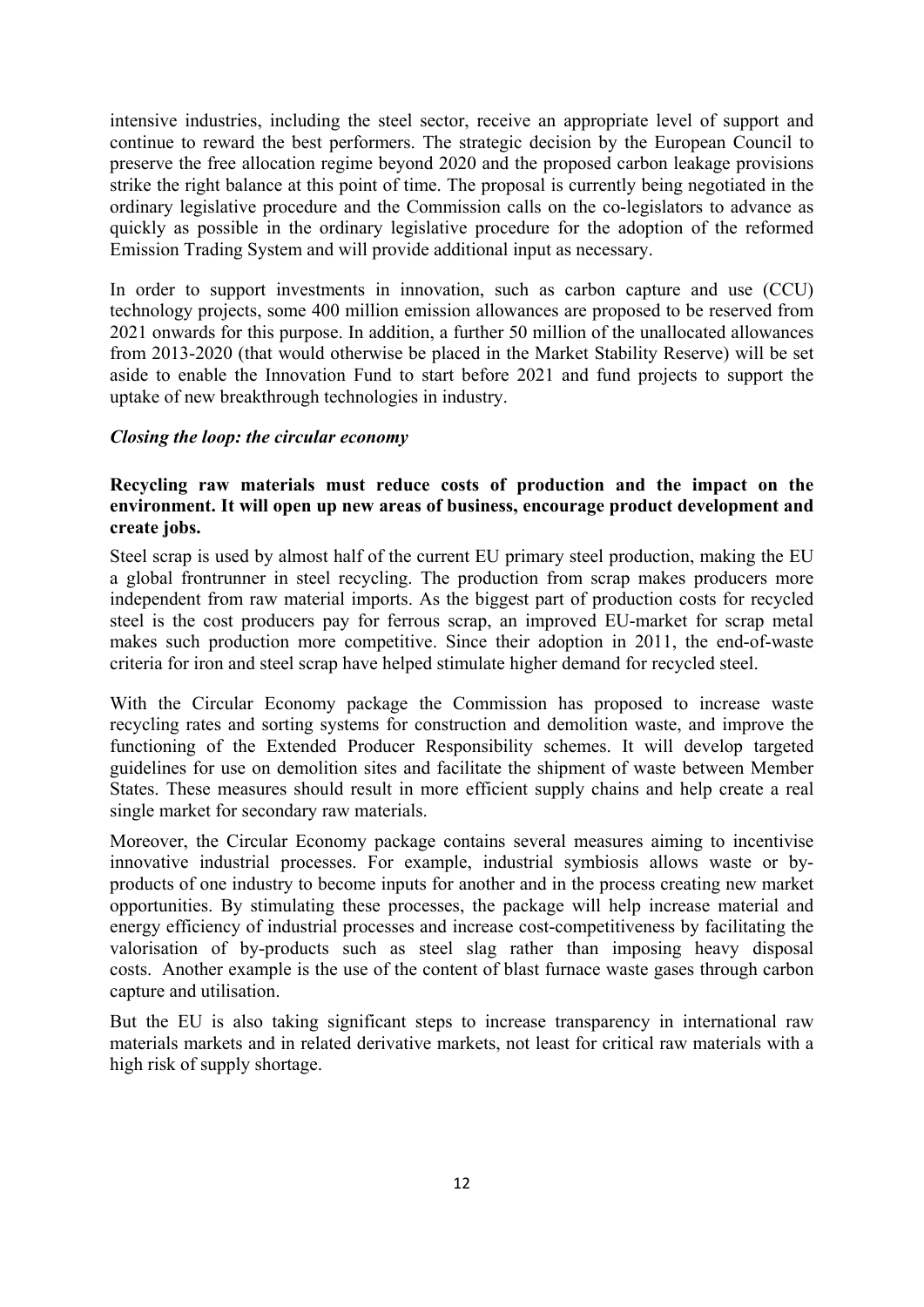intensive industries, including the steel sector, receive an appropriate level of support and continue to reward the best performers. The strategic decision by the European Council to preserve the free allocation regime beyond 2020 and the proposed carbon leakage provisions strike the right balance at this point of time. The proposal is currently being negotiated in the ordinary legislative procedure and the Commission calls on the co-legislators to advance as quickly as possible in the ordinary legislative procedure for the adoption of the reformed Emission Trading System and will provide additional input as necessary.

In order to support investments in innovation, such as carbon capture and use (CCU) technology projects, some 400 million emission allowances are proposed to be reserved from 2021 onwards for this purpose. In addition, a further 50 million of the unallocated allowances from 2013-2020 (that would otherwise be placed in the Market Stability Reserve) will be set aside to enable the Innovation Fund to start before 2021 and fund projects to support the uptake of new breakthrough technologies in industry.

***Closing the loop: the circular economy***

**Recycling raw materials must reduce costs of production and the impact on the environment. It will open up new areas of business, encourage product development and create jobs.**

Steel scrap is used by almost half of the current EU primary steel production, making the EU a global frontrunner in steel recycling. The production from scrap makes producers more independent from raw material imports. As the biggest part of production costs for recycled steel is the cost producers pay for ferrous scrap, an improved EU-market for scrap metal makes such production more competitive. Since their adoption in 2011, the end-of-waste criteria for iron and steel scrap have helped stimulate higher demand for recycled steel.

With the Circular Economy package the Commission has proposed to increase waste recycling rates and sorting systems for construction and demolition waste, and improve the functioning of the Extended Producer Responsibility schemes. It will develop targeted guidelines for use on demolition sites and facilitate the shipment of waste between Member States. These measures should result in more efficient supply chains and help create a real single market for secondary raw materials.

Moreover, the Circular Economy package contains several measures aiming to incentivise innovative industrial processes. For example, industrial symbiosis allows waste or by-products of one industry to become inputs for another and in the process creating new market opportunities. By stimulating these processes, the package will help increase material and energy efficiency of industrial processes and increase cost-competitiveness by facilitating the valorisation of by-products such as steel slag rather than imposing heavy disposal costs. Another example is the use of the content of blast furnace waste gases through carbon capture and utilisation.

But the EU is also taking significant steps to increase transparency in international raw materials markets and in related derivative markets, not least for critical raw materials with a high risk of supply shortage.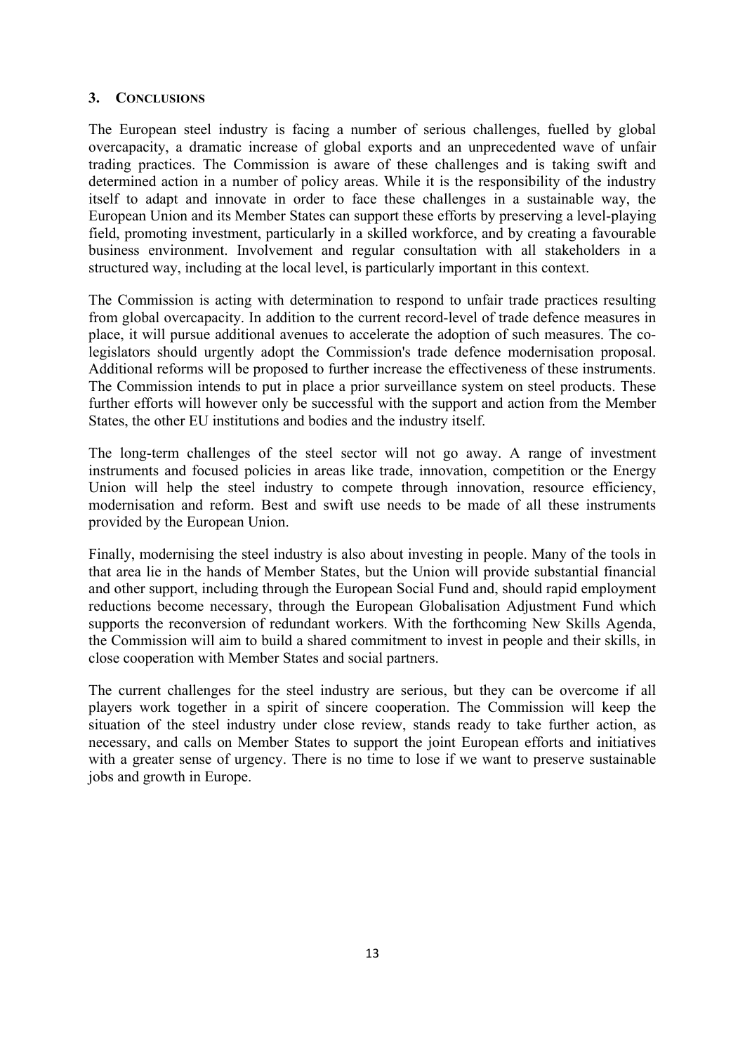## 3. CONCLUSIONS

The European steel industry is facing a number of serious challenges, fuelled by global overcapacity, a dramatic increase of global exports and an unprecedented wave of unfair trading practices. The Commission is aware of these challenges and is taking swift and determined action in a number of policy areas. While it is the responsibility of the industry itself to adapt and innovate in order to face these challenges in a sustainable way, the European Union and its Member States can support these efforts by preserving a level-playing field, promoting investment, particularly in a skilled workforce, and by creating a favourable business environment. Involvement and regular consultation with all stakeholders in a structured way, including at the local level, is particularly important in this context.

The Commission is acting with determination to respond to unfair trade practices resulting from global overcapacity. In addition to the current record-level of trade defence measures in place, it will pursue additional avenues to accelerate the adoption of such measures. The co-legislators should urgently adopt the Commission's trade defence modernisation proposal. Additional reforms will be proposed to further increase the effectiveness of these instruments. The Commission intends to put in place a prior surveillance system on steel products. These further efforts will however only be successful with the support and action from the Member States, the other EU institutions and bodies and the industry itself.

The long-term challenges of the steel sector will not go away. A range of investment instruments and focused policies in areas like trade, innovation, competition or the Energy Union will help the steel industry to compete through innovation, resource efficiency, modernisation and reform. Best and swift use needs to be made of all these instruments provided by the European Union.

Finally, modernising the steel industry is also about investing in people. Many of the tools in that area lie in the hands of Member States, but the Union will provide substantial financial and other support, including through the European Social Fund and, should rapid employment reductions become necessary, through the European Globalisation Adjustment Fund which supports the reconversion of redundant workers. With the forthcoming New Skills Agenda, the Commission will aim to build a shared commitment to invest in people and their skills, in close cooperation with Member States and social partners.

The current challenges for the steel industry are serious, but they can be overcome if all players work together in a spirit of sincere cooperation. The Commission will keep the situation of the steel industry under close review, stands ready to take further action, as necessary, and calls on Member States to support the joint European efforts and initiatives with a greater sense of urgency. There is no time to lose if we want to preserve sustainable jobs and growth in Europe.